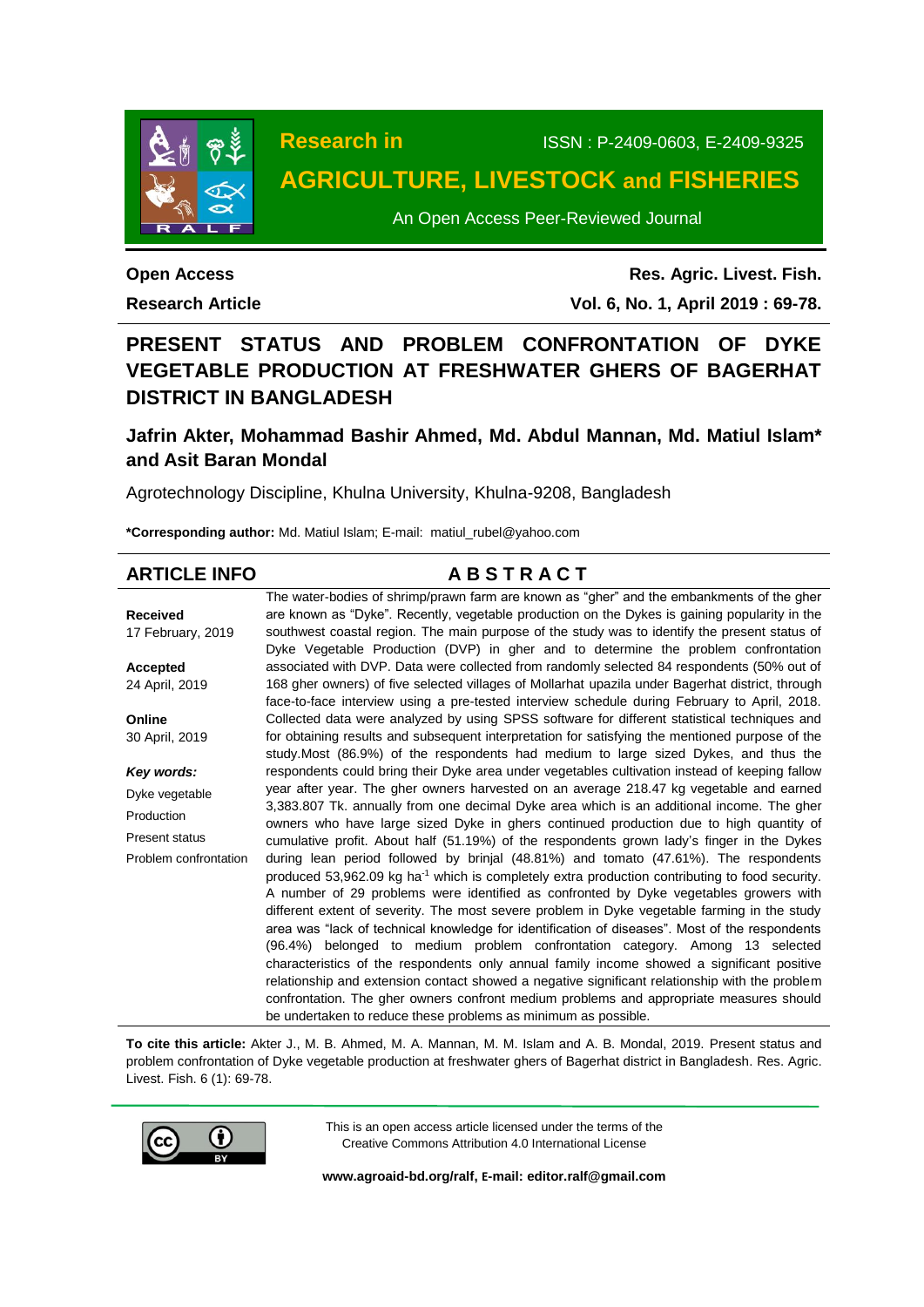Research in

# AGRICULTURE, LIVESTOCK and FISHERIES

ISSN : P-2409-0603, E-2409-9325

An Open Access Peer-Reviewed Journal

**Open Access**

**Research Article**

**Res. Agric. Livest. Fish.**

**Vol. 6, No. 1, April 2019 : 69-78.**

# PRESENT STATUS AND PROBLEM CONFRONTATION OF DYKE VEGETABLE PRODUCTION AT FRESHWATER GHERS OF BAGERHAT DISTRICT IN BANGLADESH

## Jafrin Akter, Mohammad Bashir Ahmed, Md. Abdul Mannan, Md. Matiul Islam* and Asit Baran Mondal

Agrotechnology Discipline, Khulna University, Khulna-9208, Bangladesh

**\*Corresponding author:** Md. Matiul Islam; E-mail: matiul_rubel@yahoo.com

## ARTICLE INFO

**Received**
17 February, 2019

**Accepted**
24 April, 2019

**Online**
30 April, 2019

***Key words:***
Dyke vegetable
Production
Present status
Problem confrontation

## ABSTRACT

The water-bodies of shrimp/prawn farm are known as "gher" and the embankments of the gher are known as "Dyke". Recently, vegetable production on the Dykes is gaining popularity in the southwest coastal region. The main purpose of the study was to identify the present status of Dyke Vegetable Production (DVP) in gher and to determine the problem confrontation associated with DVP. Data were collected from randomly selected 84 respondents (50% out of 168 gher owners) of five selected villages of Mollarhat upazila under Bagerhat district, through face-to-face interview using a pre-tested interview schedule during February to April, 2018. Collected data were analyzed by using SPSS software for different statistical techniques and for obtaining results and subsequent interpretation for satisfying the mentioned purpose of the study.Most (86.9%) of the respondents had medium to large sized Dykes, and thus the respondents could bring their Dyke area under vegetables cultivation instead of keeping fallow year after year. The gher owners harvested on an average 218.47 kg vegetable and earned 3,383.807 Tk. annually from one decimal Dyke area which is an additional income. The gher owners who have large sized Dyke in ghers continued production due to high quantity of cumulative profit. About half (51.19%) of the respondents grown lady's finger in the Dykes during lean period followed by brinjal (48.81%) and tomato (47.61%). The respondents produced 53,962.09 kg $ha^{-1}$ which is completely extra production contributing to food security. A number of 29 problems were identified as confronted by Dyke vegetables growers with different extent of severity. The most severe problem in Dyke vegetable farming in the study area was "lack of technical knowledge for identification of diseases". Most of the respondents (96.4%) belonged to medium problem confrontation category. Among 13 selected characteristics of the respondents only annual family income showed a significant positive relationship and extension contact showed a negative significant relationship with the problem confrontation. The gher owners confront medium problems and appropriate measures should be undertaken to reduce these problems as minimum as possible.

**To cite this article:** Akter J., M. B. Ahmed, M. A. Mannan, M. M. Islam and A. B. Mondal, 2019. Present status and problem confrontation of Dyke vegetable production at freshwater ghers of Bagerhat district in Bangladesh. Res. Agric. Livest. Fish. 6 (1): 69-78.

This is an open access article licensed under the terms of the Creative Commons Attribution 4.0 International License

**www.agroaid-bd.org/ralf, E-mail: editor.ralf@gmail.com**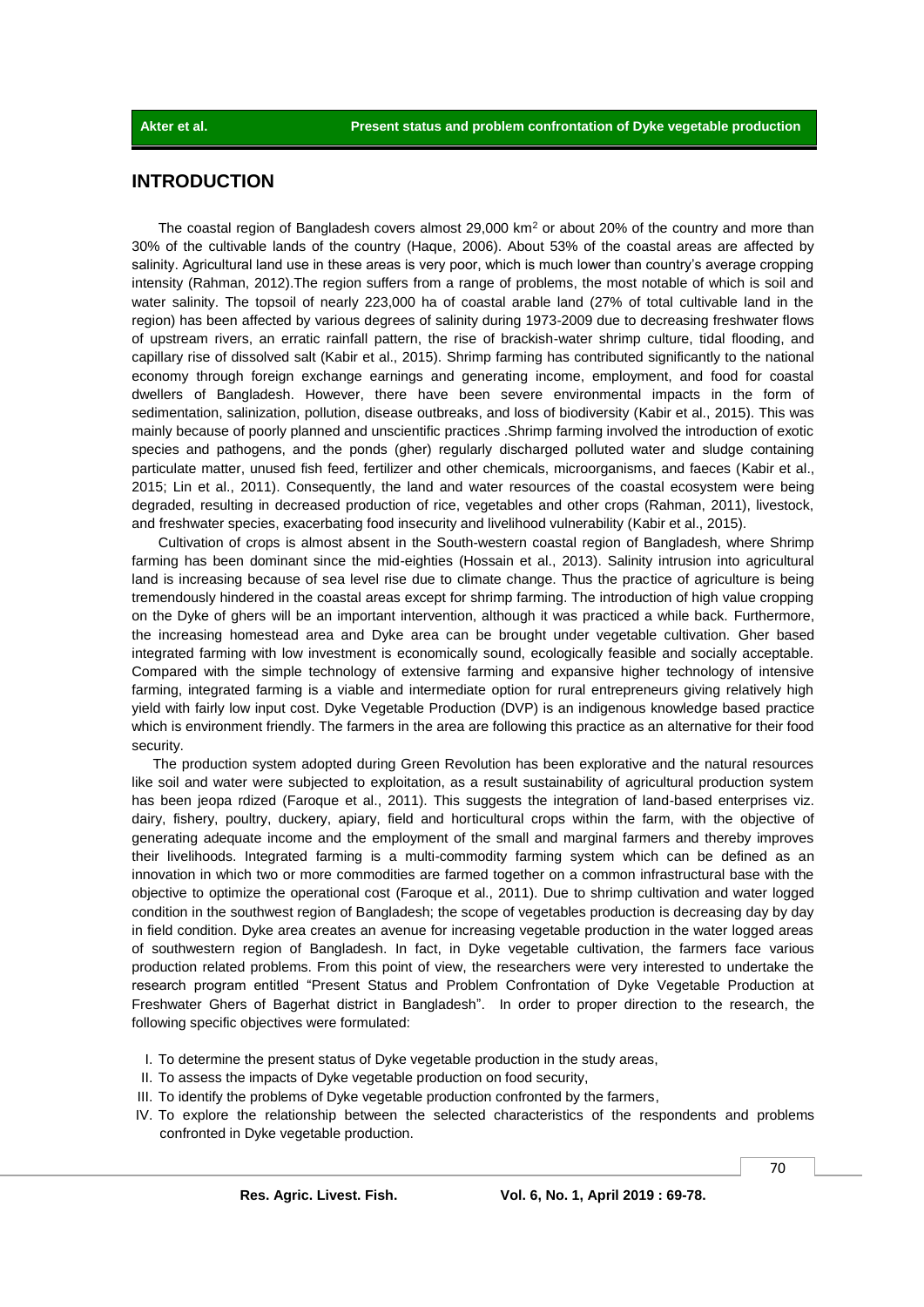## INTRODUCTION

The coastal region of Bangladesh covers almost 29,000 km$^2$ or about 20% of the country and more than 30% of the cultivable lands of the country (Haque, 2006). About 53% of the coastal areas are affected by salinity. Agricultural land use in these areas is very poor, which is much lower than country's average cropping intensity (Rahman, 2012).The region suffers from a range of problems, the most notable of which is soil and water salinity. The topsoil of nearly 223,000 ha of coastal arable land (27% of total cultivable land in the region) has been affected by various degrees of salinity during 1973-2009 due to decreasing freshwater flows of upstream rivers, an erratic rainfall pattern, the rise of brackish-water shrimp culture, tidal flooding, and capillary rise of dissolved salt (Kabir et al., 2015). Shrimp farming has contributed significantly to the national economy through foreign exchange earnings and generating income, employment, and food for coastal dwellers of Bangladesh. However, there have been severe environmental impacts in the form of sedimentation, salinization, pollution, disease outbreaks, and loss of biodiversity (Kabir et al., 2015). This was mainly because of poorly planned and unscientific practices .Shrimp farming involved the introduction of exotic species and pathogens, and the ponds (gher) regularly discharged polluted water and sludge containing particulate matter, unused fish feed, fertilizer and other chemicals, microorganisms, and faeces (Kabir et al., 2015; Lin et al., 2011). Consequently, the land and water resources of the coastal ecosystem were being degraded, resulting in decreased production of rice, vegetables and other crops (Rahman, 2011), livestock, and freshwater species, exacerbating food insecurity and livelihood vulnerability (Kabir et al., 2015).

Cultivation of crops is almost absent in the South-western coastal region of Bangladesh, where Shrimp farming has been dominant since the mid-eighties (Hossain et al., 2013). Salinity intrusion into agricultural land is increasing because of sea level rise due to climate change. Thus the practice of agriculture is being tremendously hindered in the coastal areas except for shrimp farming. The introduction of high value cropping on the Dyke of ghers will be an important intervention, although it was practiced a while back. Furthermore, the increasing homestead area and Dyke area can be brought under vegetable cultivation. Gher based integrated farming with low investment is economically sound, ecologically feasible and socially acceptable. Compared with the simple technology of extensive farming and expansive higher technology of intensive farming, integrated farming is a viable and intermediate option for rural entrepreneurs giving relatively high yield with fairly low input cost. Dyke Vegetable Production (DVP) is an indigenous knowledge based practice which is environment friendly. The farmers in the area are following this practice as an alternative for their food security.

The production system adopted during Green Revolution has been explorative and the natural resources like soil and water were subjected to exploitation, as a result sustainability of agricultural production system has been jeopa rdized (Faroque et al., 2011). This suggests the integration of land-based enterprises viz. dairy, fishery, poultry, duckery, apiary, field and horticultural crops within the farm, with the objective of generating adequate income and the employment of the small and marginal farmers and thereby improves their livelihoods. Integrated farming is a multi-commodity farming system which can be defined as an innovation in which two or more commodities are farmed together on a common infrastructural base with the objective to optimize the operational cost (Faroque et al., 2011). Due to shrimp cultivation and water logged condition in the southwest region of Bangladesh; the scope of vegetables production is decreasing day by day in field condition. Dyke area creates an avenue for increasing vegetable production in the water logged areas of southwestern region of Bangladesh. In fact, in Dyke vegetable cultivation, the farmers face various production related problems. From this point of view, the researchers were very interested to undertake the research program entitled "Present Status and Problem Confrontation of Dyke Vegetable Production at Freshwater Ghers of Bagerhat district in Bangladesh". In order to proper direction to the research, the following specific objectives were formulated:

I. To determine the present status of Dyke vegetable production in the study areas,
II. To assess the impacts of Dyke vegetable production on food security,
III. To identify the problems of Dyke vegetable production confronted by the farmers,
IV. To explore the relationship between the selected characteristics of the respondents and problems confronted in Dyke vegetable production.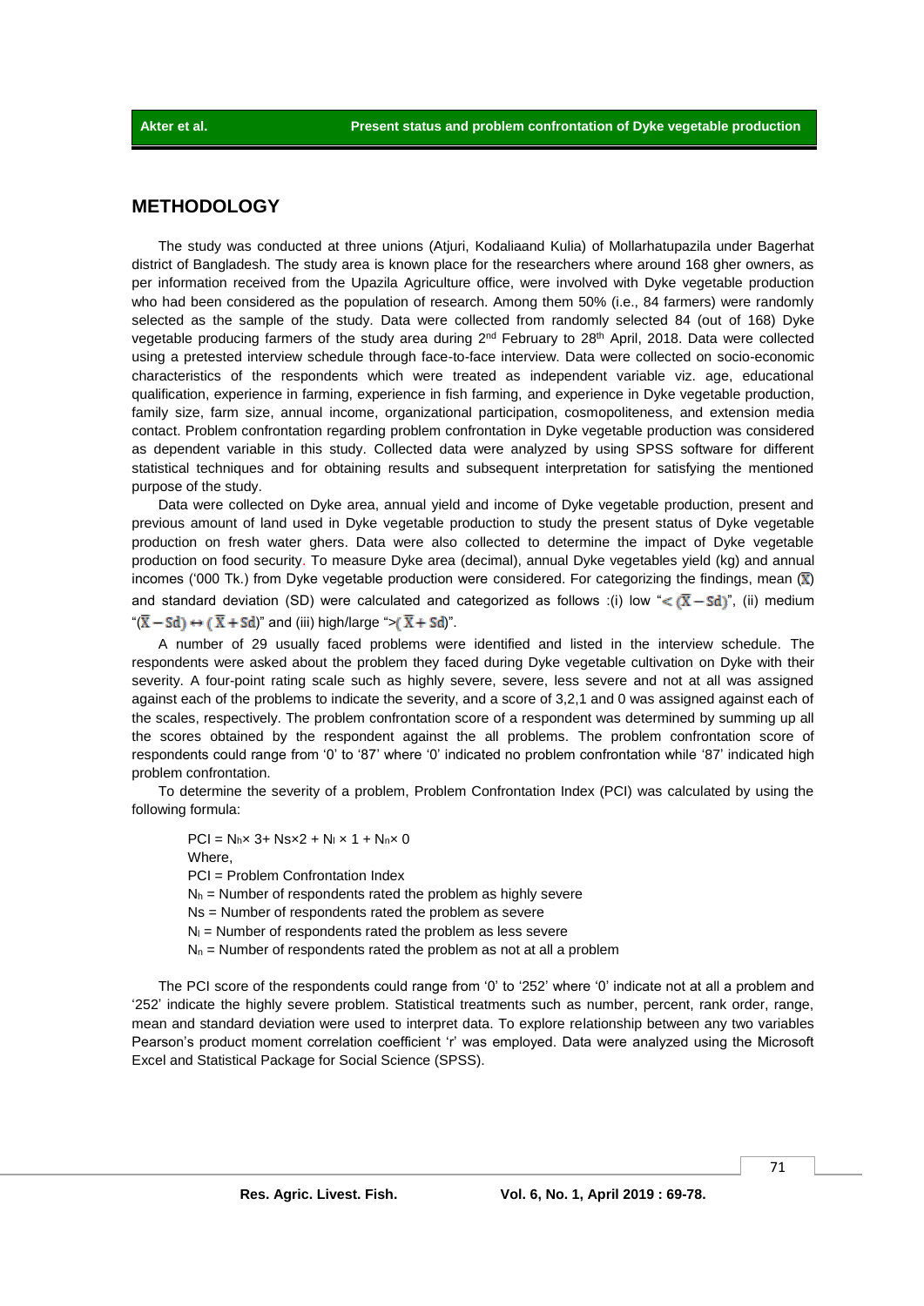## METHODOLOGY

The study was conducted at three unions (Atjuri, Kodaliaand Kulia) of Mollarhatupazila under Bagerhat district of Bangladesh. The study area is known place for the researchers where around 168 gher owners, as per information received from the Upazila Agriculture office, were involved with Dyke vegetable production who had been considered as the population of research. Among them 50% (i.e., 84 farmers) were randomly selected as the sample of the study. Data were collected from randomly selected 84 (out of 168) Dyke vegetable producing farmers of the study area during 2nd February to 28th April, 2018. Data were collected using a pretested interview schedule through face-to-face interview. Data were collected on socio-economic characteristics of the respondents which were treated as independent variable viz. age, educational qualification, experience in farming, experience in fish farming, and experience in Dyke vegetable production, family size, farm size, annual income, organizational participation, cosmopoliteness, and extension media contact. Problem confrontation regarding problem confrontation in Dyke vegetable production was considered as dependent variable in this study. Collected data were analyzed by using SPSS software for different statistical techniques and for obtaining results and subsequent interpretation for satisfying the mentioned purpose of the study.

Data were collected on Dyke area, annual yield and income of Dyke vegetable production, present and previous amount of land used in Dyke vegetable production to study the present status of Dyke vegetable production on fresh water ghers. Data were also collected to determine the impact of Dyke vegetable production on food security. To measure Dyke area (decimal), annual Dyke vegetables yield (kg) and annual incomes ('000 Tk.) from Dyke vegetable production were considered. For categorizing the findings, mean ($\bar{X}$) and standard deviation (SD) were calculated and categorized as follows :(i) low "$< (\bar{X} - Sd)$", (ii) medium "$(\bar{X} - Sd) \leftrightarrow (\bar{X} + Sd)$" and (iii) high/large "$> (\bar{X} + Sd)$".

A number of 29 usually faced problems were identified and listed in the interview schedule. The respondents were asked about the problem they faced during Dyke vegetable cultivation on Dyke with their severity. A four-point rating scale such as highly severe, severe, less severe and not at all was assigned against each of the problems to indicate the severity, and a score of 3,2,1 and 0 was assigned against each of the scales, respectively. The problem confrontation score of a respondent was determined by summing up all the scores obtained by the respondent against the all problems. The problem confrontation score of respondents could range from '0' to '87' where '0' indicated no problem confrontation while '87' indicated high problem confrontation.

To determine the severity of a problem, Problem Confrontation Index (PCI) was calculated by using the following formula:

$$PCI = N_h \times 3 + Ns \times 2 + N_l \times 1 + N_n \times 0$$

Where,
PCI = Problem Confrontation Index
$N_h$ = Number of respondents rated the problem as highly severe
Ns = Number of respondents rated the problem as severe
$N_l$ = Number of respondents rated the problem as less severe
$N_n$ = Number of respondents rated the problem as not at all a problem

The PCI score of the respondents could range from '0' to '252' where '0' indicate not at all a problem and '252' indicate the highly severe problem. Statistical treatments such as number, percent, rank order, range, mean and standard deviation were used to interpret data. To explore relationship between any two variables Pearson's product moment correlation coefficient 'r' was employed. Data were analyzed using the Microsoft Excel and Statistical Package for Social Science (SPSS).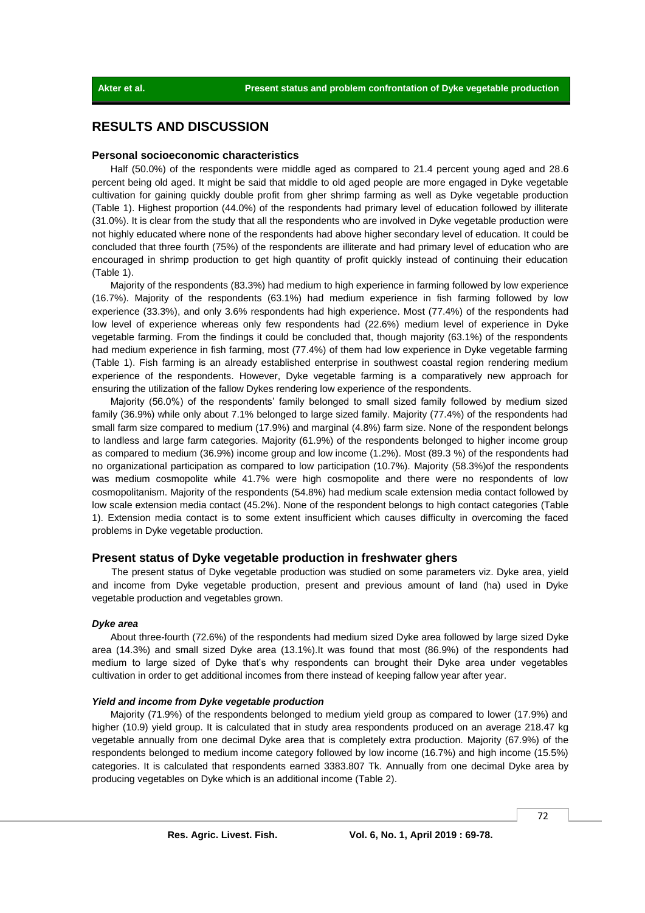## RESULTS AND DISCUSSION

### Personal socioeconomic characteristics

Half (50.0%) of the respondents were middle aged as compared to 21.4 percent young aged and 28.6 percent being old aged. It might be said that middle to old aged people are more engaged in Dyke vegetable cultivation for gaining quickly double profit from gher shrimp farming as well as Dyke vegetable production (Table 1). Highest proportion (44.0%) of the respondents had primary level of education followed by illiterate (31.0%). It is clear from the study that all the respondents who are involved in Dyke vegetable production were not highly educated where none of the respondents had above higher secondary level of education. It could be concluded that three fourth (75%) of the respondents are illiterate and had primary level of education who are encouraged in shrimp production to get high quantity of profit quickly instead of continuing their education (Table 1).

Majority of the respondents (83.3%) had medium to high experience in farming followed by low experience (16.7%). Majority of the respondents (63.1%) had medium experience in fish farming followed by low experience (33.3%), and only 3.6% respondents had high experience. Most (77.4%) of the respondents had low level of experience whereas very few respondents had (22.6%) medium level of experience in Dyke vegetable farming. From the findings it could be concluded that, though majority (63.1%) of the respondents had medium experience in fish farming, most (77.4%) of them had low experience in Dyke vegetable farming (Table 1). Fish farming is an already established enterprise in southwest coastal region rendering medium experience of the respondents. However, Dyke vegetable farming is a comparatively new approach for ensuring the utilization of the fallow Dykes rendering low experience of the respondents.

Majority (56.0%) of the respondents' family belonged to small sized family followed by medium sized family (36.9%) while only about 7.1% belonged to large sized family. Majority (77.4%) of the respondents had small farm size compared to medium (17.9%) and marginal (4.8%) farm size. None of the respondent belongs to landless and large farm categories. Majority (61.9%) of the respondents belonged to higher income group as compared to medium (36.9%) income group and low income (1.2%). Most (89.3 %) of the respondents had no organizational participation as compared to low participation (10.7%). Majority (58.3%)of the respondents was medium cosmopolite while 41.7% were high cosmopolite and there were no respondents of low cosmopolitanism. Majority of the respondents (54.8%) had medium scale extension media contact followed by low scale extension media contact (45.2%). None of the respondent belongs to high contact categories (Table 1). Extension media contact is to some extent insufficient which causes difficulty in overcoming the faced problems in Dyke vegetable production.

### Present status of Dyke vegetable production in freshwater ghers

The present status of Dyke vegetable production was studied on some parameters viz. Dyke area, yield and income from Dyke vegetable production, present and previous amount of land (ha) used in Dyke vegetable production and vegetables grown.

#### *Dyke area*

About three-fourth (72.6%) of the respondents had medium sized Dyke area followed by large sized Dyke area (14.3%) and small sized Dyke area (13.1%).It was found that most (86.9%) of the respondents had medium to large sized of Dyke that's why respondents can brought their Dyke area under vegetables cultivation in order to get additional incomes from there instead of keeping fallow year after year.

#### *Yield and income from Dyke vegetable production*

Majority (71.9%) of the respondents belonged to medium yield group as compared to lower (17.9%) and higher (10.9) yield group. It is calculated that in study area respondents produced on an average 218.47 kg vegetable annually from one decimal Dyke area that is completely extra production. Majority (67.9%) of the respondents belonged to medium income category followed by low income (16.7%) and high income (15.5%) categories. It is calculated that respondents earned 3383.807 Tk. Annually from one decimal Dyke area by producing vegetables on Dyke which is an additional income (Table 2).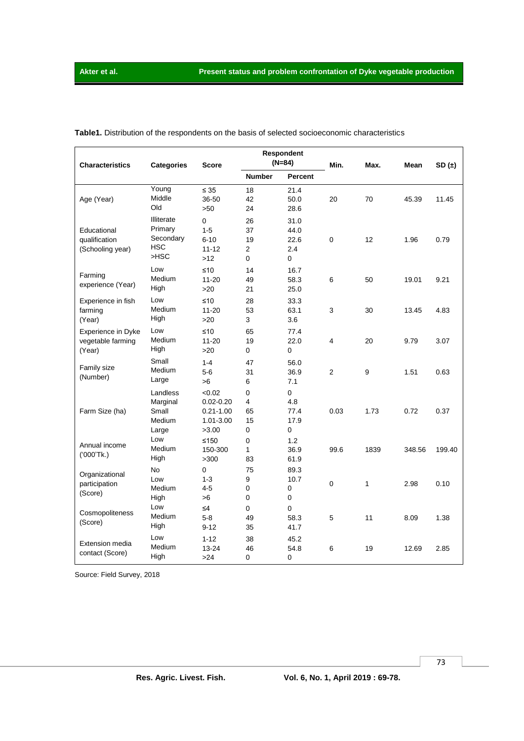**Table1.** Distribution of the respondents on the basis of selected socioeconomic characteristics

| Characteristics | Categories | Score | Respondent (N=84) | | Min. | Max. | Mean | SD (±) |
|---|---|---|---|---|---|---|---|---|
| | | | Number | Percent | | | | |
| Age (Year) | Young<br>Middle<br>Old | ≤ 35<br>36-50<br>>50 | 18<br>42<br>24 | 21.4<br>50.0<br>28.6 | 20 | 70 | 45.39 | 11.45 |
| Educational qualification (Schooling year) | Illiterate<br>Primary<br>Secondary<br>HSC<br>>HSC | 0<br>1-5<br>6-10<br>11-12<br>>12 | 26<br>37<br>19<br>2<br>0 | 31.0<br>44.0<br>22.6<br>2.4<br>0 | 0 | 12 | 1.96 | 0.79 |
| Farming experience (Year) | Low<br>Medium<br>High | ≤10<br>11-20<br>>20 | 14<br>49<br>21 | 16.7<br>58.3<br>25.0 | 6 | 50 | 19.01 | 9.21 |
| Experience in fish farming (Year) | Low<br>Medium<br>High | ≤10<br>11-20<br>>20 | 28<br>53<br>3 | 33.3<br>63.1<br>3.6 | 3 | 30 | 13.45 | 4.83 |
| Experience in Dyke vegetable farming (Year) | Low<br>Medium<br>High | ≤10<br>11-20<br>>20 | 65<br>19<br>0 | 77.4<br>22.0<br>0 | 4 | 20 | 9.79 | 3.07 |
| Family size (Number) | Small<br>Medium<br>Large | 1-4<br>5-6<br>>6 | 47<br>31<br>6 | 56.0<br>36.9<br>7.1 | 2 | 9 | 1.51 | 0.63 |
| Farm Size (ha) | Landless<br>Marginal<br>Small<br>Medium<br>Large | <0.02<br>0.02-0.20<br>0.21-1.00<br>1.01-3.00<br>>3.00 | 0<br>4<br>65<br>15<br>0 | 0<br>4.8<br>77.4<br>17.9<br>0 | 0.03 | 1.73 | 0.72 | 0.37 |
| Annual income ('000'Tk.) | Low<br>Medium<br>High | ≤150<br>150-300<br>>300 | 0<br>1<br>83 | 1.2<br>36.9<br>61.9 | 99.6 | 1839 | 348.56 | 199.40 |
| Organizational participation (Score) | No<br>Low<br>Medium<br>High | 0<br>1-3<br>4-5<br>>6 | 75<br>9<br>0<br>0 | 89.3<br>10.7<br>0<br>0 | 0 | 1 | 2.98 | 0.10 |
| Cosmopoliteness (Score) | Low<br>Medium<br>High | ≤4<br>5-8<br>9-12 | 0<br>49<br>35 | 0<br>58.3<br>41.7 | 5 | 11 | 8.09 | 1.38 |
| Extension media contact (Score) | Low<br>Medium<br>High | 1-12<br>13-24<br>>24 | 38<br>46<br>0 | 45.2<br>54.8<br>0 | 6 | 19 | 12.69 | 2.85 |

Source: Field Survey, 2018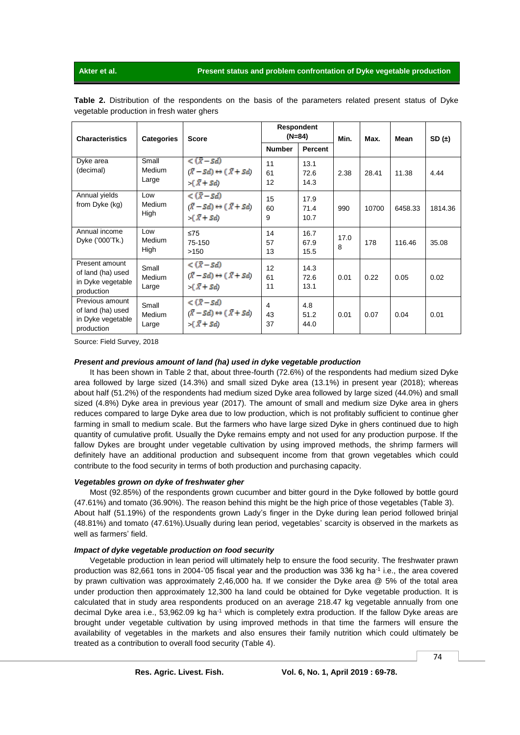**Table 2.** Distribution of the respondents on the basis of the parameters related present status of Dyke vegetable production in fresh water ghers

| Characteristics | Categories | Score | Respondent (N=84) | | Min. | Max. | Mean | SD (±) |
|---|---|---|---|---|---|---|---|---|
| | | | Number | Percent | | | | |
| Dyke area (decimal) | Small<br>Medium<br>Large | $<(\bar{X}-Sd)$<br>$(\bar{X}-Sd)\leftrightarrow(\bar{X}+Sd)$<br>$>(\bar{X}+Sd)$ | 11<br>61<br>12 | 13.1<br>72.6<br>14.3 | 2.38 | 28.41 | 11.38 | 4.44 |
| Annual yields from Dyke (kg) | Low<br>Medium<br>High | $<(\bar{X}-Sd)$<br>$(\bar{X}-Sd)\leftrightarrow(\bar{X}+Sd)$<br>$>(\bar{X}+Sd)$ | 15<br>60<br>9 | 17.9<br>71.4<br>10.7 | 990 | 10700 | 6458.33 | 1814.36 |
| Annual income Dyke ('000'Tk.) | Low<br>Medium<br>High | ≤75<br>75-150<br>>150 | 14<br>57<br>13 | 16.7<br>67.9<br>15.5 | 17.08 | 178 | 116.46 | 35.08 |
| Present amount of land (ha) used in Dyke vegetable production | Small<br>Medium<br>Large | $<(\bar{X}-Sd)$<br>$(\bar{X}-Sd)\leftrightarrow(\bar{X}+Sd)$<br>$>(\bar{X}+Sd)$ | 12<br>61<br>11 | 14.3<br>72.6<br>13.1 | 0.01 | 0.22 | 0.05 | 0.02 |
| Previous amount of land (ha) used in Dyke vegetable production | Small<br>Medium<br>Large | $<(\bar{X}-Sd)$<br>$(\bar{X}-Sd)\leftrightarrow(\bar{X}+Sd)$<br>$>(\bar{X}+Sd)$ | 4<br>43<br>37 | 4.8<br>51.2<br>44.0 | 0.01 | 0.07 | 0.04 | 0.01 |

Source: Field Survey, 2018

### *Present and previous amount of land (ha) used in dyke vegetable production*

It has been shown in Table 2 that, about three-fourth (72.6%) of the respondents had medium sized Dyke area followed by large sized (14.3%) and small sized Dyke area (13.1%) in present year (2018); whereas about half (51.2%) of the respondents had medium sized Dyke area followed by large sized (44.0%) and small sized (4.8%) Dyke area in previous year (2017). The amount of small and medium size Dyke area in ghers reduces compared to large Dyke area due to low production, which is not profitably sufficient to continue gher farming in small to medium scale. But the farmers who have large sized Dyke in ghers continued due to high quantity of cumulative profit. Usually the Dyke remains empty and not used for any production purpose. If the fallow Dykes are brought under vegetable cultivation by using improved methods, the shrimp farmers will definitely have an additional production and subsequent income from that grown vegetables which could contribute to the food security in terms of both production and purchasing capacity.

### *Vegetables grown on dyke of freshwater gher*

Most (92.85%) of the respondents grown cucumber and bitter gourd in the Dyke followed by bottle gourd (47.61%) and tomato (36.90%). The reason behind this might be the high price of those vegetables (Table 3). About half (51.19%) of the respondents grown Lady's finger in the Dyke during lean period followed brinjal (48.81%) and tomato (47.61%).Usually during lean period, vegetables' scarcity is observed in the markets as well as farmers' field.

### *Impact of dyke vegetable production on food security*

Vegetable production in lean period will ultimately help to ensure the food security. The freshwater prawn production was 82,661 tons in 2004-'05 fiscal year and the production was 336 kg ha$^{-1}$ i.e., the area covered by prawn cultivation was approximately 2,46,000 ha. If we consider the Dyke area @ 5% of the total area under production then approximately 12,300 ha land could be obtained for Dyke vegetable production. It is calculated that in study area respondents produced on an average 218.47 kg vegetable annually from one decimal Dyke area i.e., 53,962.09 kg ha$^{-1}$ which is completely extra production. If the fallow Dyke areas are brought under vegetable cultivation by using improved methods in that time the farmers will ensure the availability of vegetables in the markets and also ensures their family nutrition which could ultimately be treated as a contribution to overall food security (Table 4).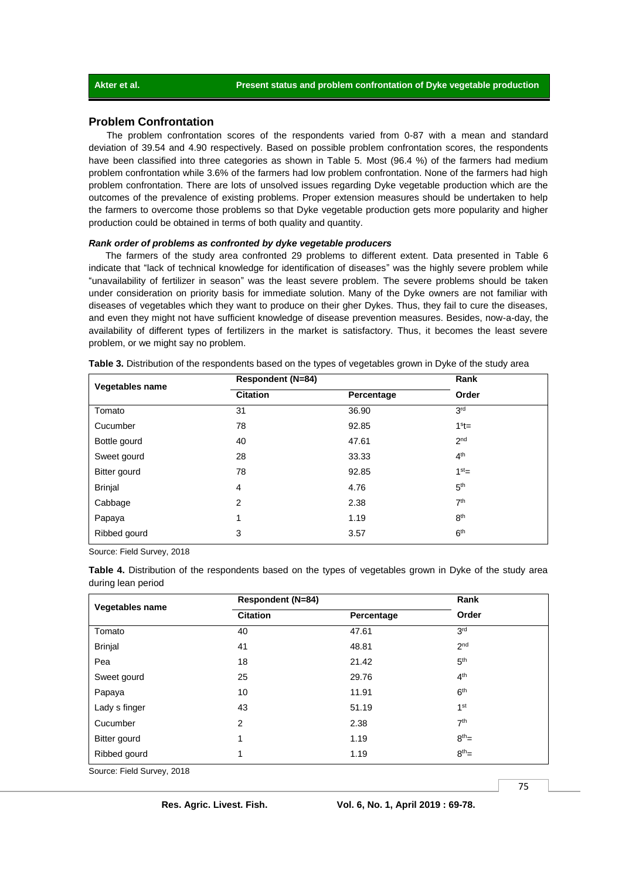## Problem Confrontation

The problem confrontation scores of the respondents varied from 0-87 with a mean and standard deviation of 39.54 and 4.90 respectively. Based on possible problem confrontation scores, the respondents have been classified into three categories as shown in Table 5. Most (96.4 %) of the farmers had medium problem confrontation while 3.6% of the farmers had low problem confrontation. None of the farmers had high problem confrontation. There are lots of unsolved issues regarding Dyke vegetable production which are the outcomes of the prevalence of existing problems. Proper extension measures should be undertaken to help the farmers to overcome those problems so that Dyke vegetable production gets more popularity and higher production could be obtained in terms of both quality and quantity.

### *Rank order of problems as confronted by dyke vegetable producers*

The farmers of the study area confronted 29 problems to different extent. Data presented in Table 6 indicate that "lack of technical knowledge for identification of diseases" was the highly severe problem while "unavailability of fertilizer in season" was the least severe problem. The severe problems should be taken under consideration on priority basis for immediate solution. Many of the Dyke owners are not familiar with diseases of vegetables which they want to produce on their gher Dykes. Thus, they fail to cure the diseases, and even they might not have sufficient knowledge of disease prevention measures. Besides, now-a-day, the availability of different types of fertilizers in the market is satisfactory. Thus, it becomes the least severe problem, or we might say no problem.

**Table 3.** Distribution of the respondents based on the types of vegetables grown in Dyke of the study area

| Vegetables name | Respondent (N=84) | | Rank |
|---|---|---|---|
| | Citation | Percentage | Order |
| Tomato | 31 | 36.90 | 3rd |
| Cucumber | 78 | 92.85 | 1st= |
| Bottle gourd | 40 | 47.61 | 2nd |
| Sweet gourd | 28 | 33.33 | 4th |
| Bitter gourd | 78 | 92.85 | 1st= |
| Brinjal | 4 | 4.76 | 5th |
| Cabbage | 2 | 2.38 | 7th |
| Papaya | 1 | 1.19 | 8th |
| Ribbed gourd | 3 | 3.57 | 6th |

Source: Field Survey, 2018

**Table 4.** Distribution of the respondents based on the types of vegetables grown in Dyke of the study area during lean period

| Vegetables name | Respondent (N=84) | | Rank |
|---|---|---|---|
| | Citation | Percentage | Order |
| Tomato | 40 | 47.61 | 3rd |
| Brinjal | 41 | 48.81 | 2nd |
| Pea | 18 | 21.42 | 5th |
| Sweet gourd | 25 | 29.76 | 4th |
| Papaya | 10 | 11.91 | 6th |
| Lady s finger | 43 | 51.19 | 1st |
| Cucumber | 2 | 2.38 | 7th |
| Bitter gourd | 1 | 1.19 | 8th= |
| Ribbed gourd | 1 | 1.19 | 8th= |

Source: Field Survey, 2018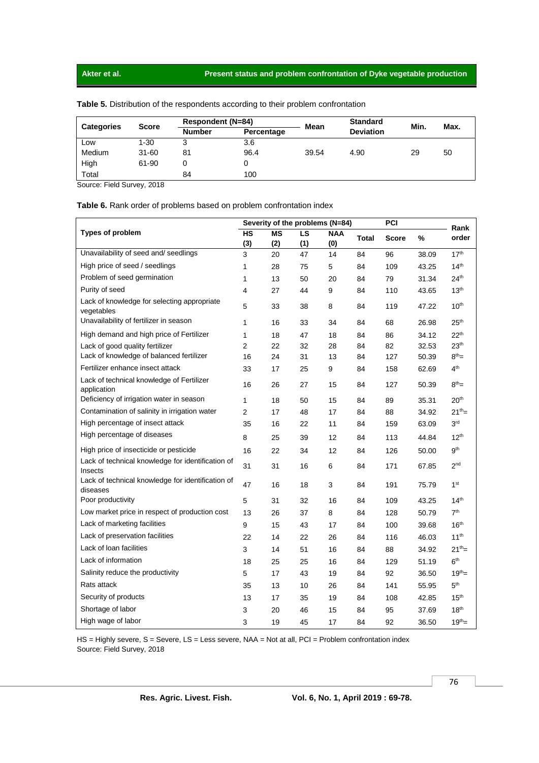**Table 5.** Distribution of the respondents according to their problem confrontation

| Categories | Score | Respondent (N=84) | | Mean | Standard Deviation | Min. | Max. |
|---|---|---|---|---|---|---|---|
| | | Number | Percentage | | | | |
| Low | 1-30 | 3 | 3.6 | | | | |
| Medium | 31-60 | 81 | 96.4 | 39.54 | 4.90 | 29 | 50 |
| High | 61-90 | 0 | 0 | | | | |
| Total | | 84 | 100 | | | | |

Source: Field Survey, 2018

**Table 6.** Rank order of problems based on problem confrontation index

| Types of problem | Severity of the problems (N=84) | | | | | PCI | | Rank order |
|---|---|---|---|---|---|---|---|---|
| | HS (3) | MS (2) | LS (1) | NAA (0) | Total | Score | % | |
| Unavailability of seed and/ seedlings | 3 | 20 | 47 | 14 | 84 | 96 | 38.09 | 17th |
| High price of seed / seedlings | 1 | 28 | 75 | 5 | 84 | 109 | 43.25 | 14th |
| Problem of seed germination | 1 | 13 | 50 | 20 | 84 | 79 | 31.34 | 24th |
| Purity of seed | 4 | 27 | 44 | 9 | 84 | 110 | 43.65 | 13th |
| Lack of knowledge for selecting appropriate vegetables | 5 | 33 | 38 | 8 | 84 | 119 | 47.22 | 10th |
| Unavailability of fertilizer in season | 1 | 16 | 33 | 34 | 84 | 68 | 26.98 | 25th |
| High demand and high price of Fertilizer | 1 | 18 | 47 | 18 | 84 | 86 | 34.12 | 22th |
| Lack of good quality fertilizer | 2 | 22 | 32 | 28 | 84 | 82 | 32.53 | 23th |
| Lack of knowledge of balanced fertilizer | 16 | 24 | 31 | 13 | 84 | 127 | 50.39 | 8th= |
| Fertilizer enhance insect attack | 33 | 17 | 25 | 9 | 84 | 158 | 62.69 | 4th |
| Lack of technical knowledge of Fertilizer application | 16 | 26 | 27 | 15 | 84 | 127 | 50.39 | 8th= |
| Deficiency of irrigation water in season | 1 | 18 | 50 | 15 | 84 | 89 | 35.31 | 20th |
| Contamination of salinity in irrigation water | 2 | 17 | 48 | 17 | 84 | 88 | 34.92 | 21th= |
| High percentage of insect attack | 35 | 16 | 22 | 11 | 84 | 159 | 63.09 | 3rd |
| High percentage of diseases | 8 | 25 | 39 | 12 | 84 | 113 | 44.84 | 12th |
| High price of insecticide or pesticide | 16 | 22 | 34 | 12 | 84 | 126 | 50.00 | 9th |
| Lack of technical knowledge for identification of Insects | 31 | 31 | 16 | 6 | 84 | 171 | 67.85 | 2nd |
| Lack of technical knowledge for identification of diseases | 47 | 16 | 18 | 3 | 84 | 191 | 75.79 | 1st |
| Poor productivity | 5 | 31 | 32 | 16 | 84 | 109 | 43.25 | 14th |
| Low market price in respect of production cost | 13 | 26 | 37 | 8 | 84 | 128 | 50.79 | 7th |
| Lack of marketing facilities | 9 | 15 | 43 | 17 | 84 | 100 | 39.68 | 16th |
| Lack of preservation facilities | 22 | 14 | 22 | 26 | 84 | 116 | 46.03 | 11th |
| Lack of loan facilities | 3 | 14 | 51 | 16 | 84 | 88 | 34.92 | 21th= |
| Lack of information | 18 | 25 | 25 | 16 | 84 | 129 | 51.19 | 6th |
| Salinity reduce the productivity | 5 | 17 | 43 | 19 | 84 | 92 | 36.50 | 19th= |
| Rats attack | 35 | 13 | 10 | 26 | 84 | 141 | 55.95 | 5th |
| Security of products | 13 | 17 | 35 | 19 | 84 | 108 | 42.85 | 15th |
| Shortage of labor | 3 | 20 | 46 | 15 | 84 | 95 | 37.69 | 18th |
| High wage of labor | 3 | 19 | 45 | 17 | 84 | 92 | 36.50 | 19th= |

HS = Highly severe, S = Severe, LS = Less severe, NAA = Not at all, PCI = Problem confrontation index
Source: Field Survey, 2018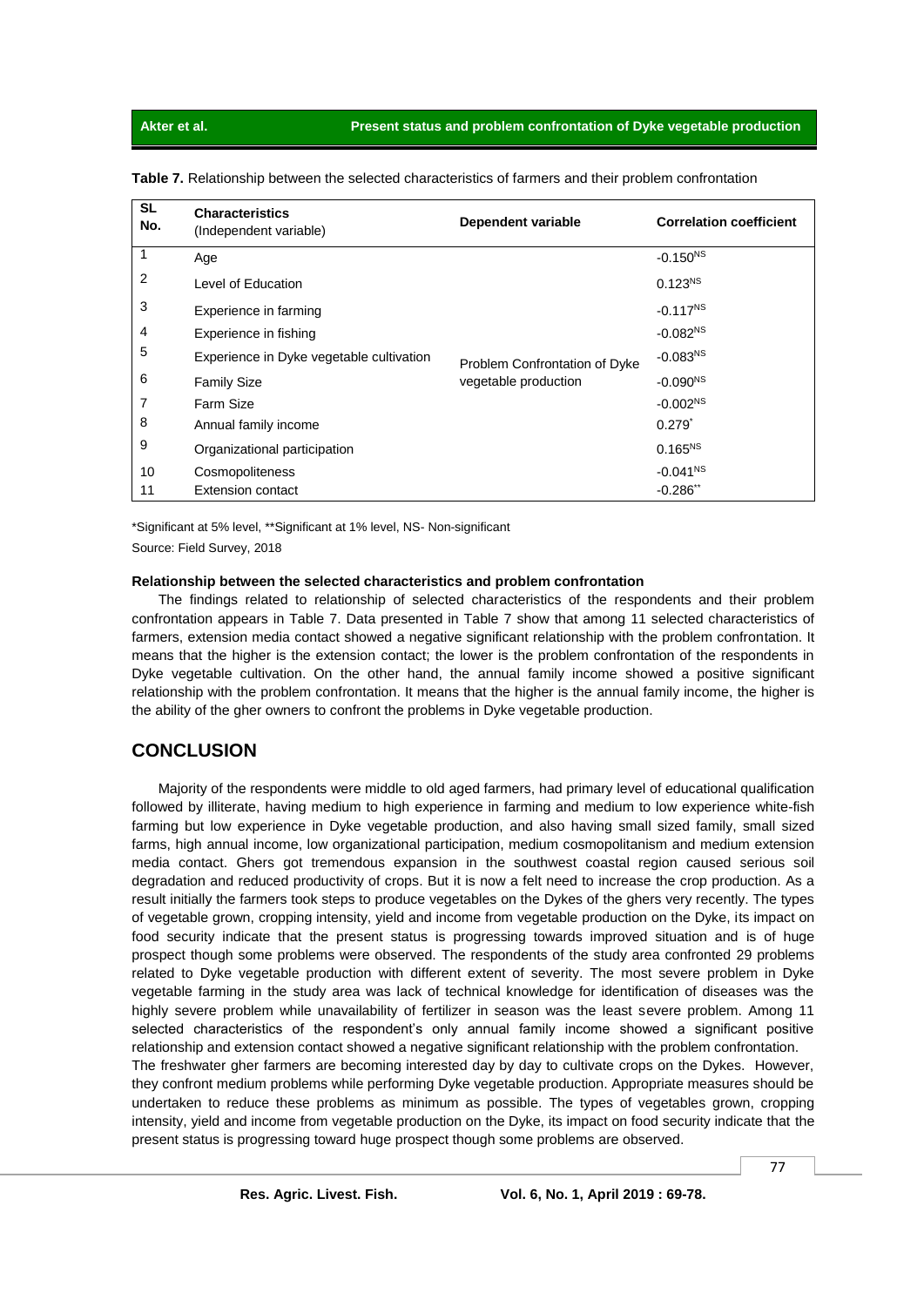**Table 7.** Relationship between the selected characteristics of farmers and their problem confrontation

| SL No. | Characteristics (Independent variable) | Dependent variable | Correlation coefficient |
|---|---|---|---|
| 1 | Age | Problem Confrontation of Dyke vegetable production | $-0.150^{NS}$ |
| 2 | Level of Education | | $0.123^{NS}$ |
| 3 | Experience in farming | | $-0.117^{NS}$ |
| 4 | Experience in fishing | | $-0.082^{NS}$ |
| 5 | Experience in Dyke vegetable cultivation | | $-0.083^{NS}$ |
| 6 | Family Size | | $-0.090^{NS}$ |
| 7 | Farm Size | | $-0.002^{NS}$ |
| 8 | Annual family income | | $0.279^{*}$ |
| 9 | Organizational participation | | $0.165^{NS}$ |
| 10 | Cosmopoliteness | | $-0.041^{NS}$ |
| 11 | Extension contact | | $-0.286^{**}$ |

*Significant at 5% level, **Significant at 1% level, NS- Non-significant

Source: Field Survey, 2018

**Relationship between the selected characteristics and problem confrontation**

The findings related to relationship of selected characteristics of the respondents and their problem confrontation appears in Table 7. Data presented in Table 7 show that among 11 selected characteristics of farmers, extension media contact showed a negative significant relationship with the problem confrontation. It means that the higher is the extension contact; the lower is the problem confrontation of the respondents in Dyke vegetable cultivation. On the other hand, the annual family income showed a positive significant relationship with the problem confrontation. It means that the higher is the annual family income, the higher is the ability of the gher owners to confront the problems in Dyke vegetable production.

## CONCLUSION

Majority of the respondents were middle to old aged farmers, had primary level of educational qualification followed by illiterate, having medium to high experience in farming and medium to low experience white-fish farming but low experience in Dyke vegetable production, and also having small sized family, small sized farms, high annual income, low organizational participation, medium cosmopolitanism and medium extension media contact. Ghers got tremendous expansion in the southwest coastal region caused serious soil degradation and reduced productivity of crops. But it is now a felt need to increase the crop production. As a result initially the farmers took steps to produce vegetables on the Dykes of the ghers very recently. The types of vegetable grown, cropping intensity, yield and income from vegetable production on the Dyke, its impact on food security indicate that the present status is progressing towards improved situation and is of huge prospect though some problems were observed. The respondents of the study area confronted 29 problems related to Dyke vegetable production with different extent of severity. The most severe problem in Dyke vegetable farming in the study area was lack of technical knowledge for identification of diseases was the highly severe problem while unavailability of fertilizer in season was the least severe problem. Among 11 selected characteristics of the respondent's only annual family income showed a significant positive relationship and extension contact showed a negative significant relationship with the problem confrontation.

The freshwater gher farmers are becoming interested day by day to cultivate crops on the Dykes. However, they confront medium problems while performing Dyke vegetable production. Appropriate measures should be undertaken to reduce these problems as minimum as possible. The types of vegetables grown, cropping intensity, yield and income from vegetable production on the Dyke, its impact on food security indicate that the present status is progressing toward huge prospect though some problems are observed.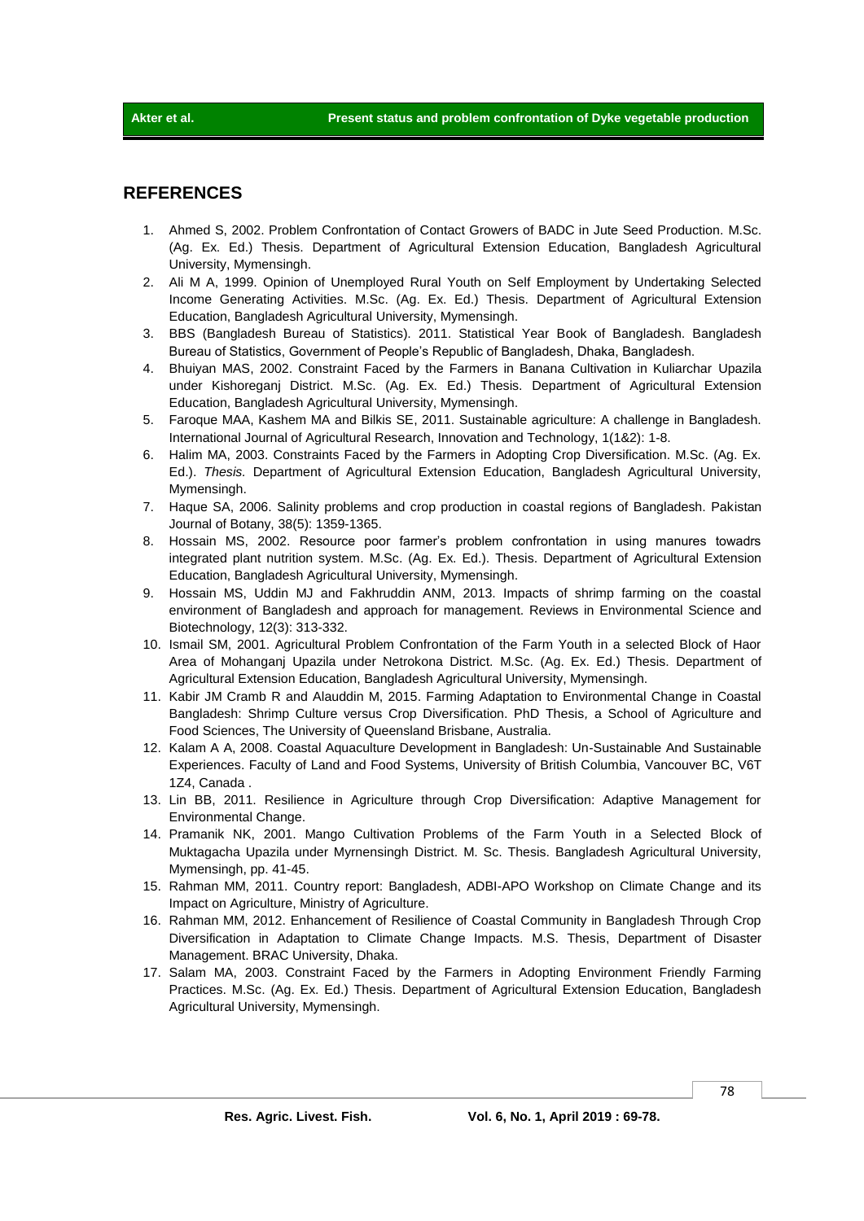## REFERENCES

1. Ahmed S, 2002. Problem Confrontation of Contact Growers of BADC in Jute Seed Production. M.Sc. (Ag. Ex. Ed.) Thesis. Department of Agricultural Extension Education, Bangladesh Agricultural University, Mymensingh.
2. Ali M A, 1999. Opinion of Unemployed Rural Youth on Self Employment by Undertaking Selected Income Generating Activities. M.Sc. (Ag. Ex. Ed.) Thesis. Department of Agricultural Extension Education, Bangladesh Agricultural University, Mymensingh.
3. BBS (Bangladesh Bureau of Statistics). 2011. Statistical Year Book of Bangladesh. Bangladesh Bureau of Statistics, Government of People's Republic of Bangladesh, Dhaka, Bangladesh.
4. Bhuiyan MAS, 2002. Constraint Faced by the Farmers in Banana Cultivation in Kuliarchar Upazila under Kishoreganj District. M.Sc. (Ag. Ex. Ed.) Thesis. Department of Agricultural Extension Education, Bangladesh Agricultural University, Mymensingh.
5. Faroque MAA, Kashem MA and Bilkis SE, 2011. Sustainable agriculture: A challenge in Bangladesh. International Journal of Agricultural Research, Innovation and Technology, 1(1&2): 1-8.
6. Halim MA, 2003. Constraints Faced by the Farmers in Adopting Crop Diversification. M.Sc. (Ag. Ex. Ed.). *Thesis.* Department of Agricultural Extension Education, Bangladesh Agricultural University, Mymensingh.
7. Haque SA, 2006. Salinity problems and crop production in coastal regions of Bangladesh. Pakistan Journal of Botany, 38(5): 1359-1365.
8. Hossain MS, 2002. Resource poor farmer's problem confrontation in using manures towadrs integrated plant nutrition system. M.Sc. (Ag. Ex. Ed.). Thesis. Department of Agricultural Extension Education, Bangladesh Agricultural University, Mymensingh.
9. Hossain MS, Uddin MJ and Fakhruddin ANM, 2013. Impacts of shrimp farming on the coastal environment of Bangladesh and approach for management. Reviews in Environmental Science and Biotechnology, 12(3): 313-332.
10. Ismail SM, 2001. Agricultural Problem Confrontation of the Farm Youth in a selected Block of Haor Area of Mohanganj Upazila under Netrokona District. M.Sc. (Ag. Ex. Ed.) Thesis. Department of Agricultural Extension Education, Bangladesh Agricultural University, Mymensingh.
11. Kabir JM Cramb R and Alauddin M, 2015. Farming Adaptation to Environmental Change in Coastal Bangladesh: Shrimp Culture versus Crop Diversification. PhD Thesis, a School of Agriculture and Food Sciences, The University of Queensland Brisbane, Australia.
12. Kalam A A, 2008. Coastal Aquaculture Development in Bangladesh: Un-Sustainable And Sustainable Experiences. Faculty of Land and Food Systems, University of British Columbia, Vancouver BC, V6T 1Z4, Canada .
13. Lin BB, 2011. Resilience in Agriculture through Crop Diversification: Adaptive Management for Environmental Change.
14. Pramanik NK, 2001. Mango Cultivation Problems of the Farm Youth in a Selected Block of Muktagacha Upazila under Myrnensingh District. M. Sc. Thesis. Bangladesh Agricultural University, Mymensingh, pp. 41-45.
15. Rahman MM, 2011. Country report: Bangladesh, ADBI-APO Workshop on Climate Change and its Impact on Agriculture, Ministry of Agriculture.
16. Rahman MM, 2012. Enhancement of Resilience of Coastal Community in Bangladesh Through Crop Diversification in Adaptation to Climate Change Impacts. M.S. Thesis, Department of Disaster Management. BRAC University, Dhaka.
17. Salam MA, 2003. Constraint Faced by the Farmers in Adopting Environment Friendly Farming Practices. M.Sc. (Ag. Ex. Ed.) Thesis. Department of Agricultural Extension Education, Bangladesh Agricultural University, Mymensingh.